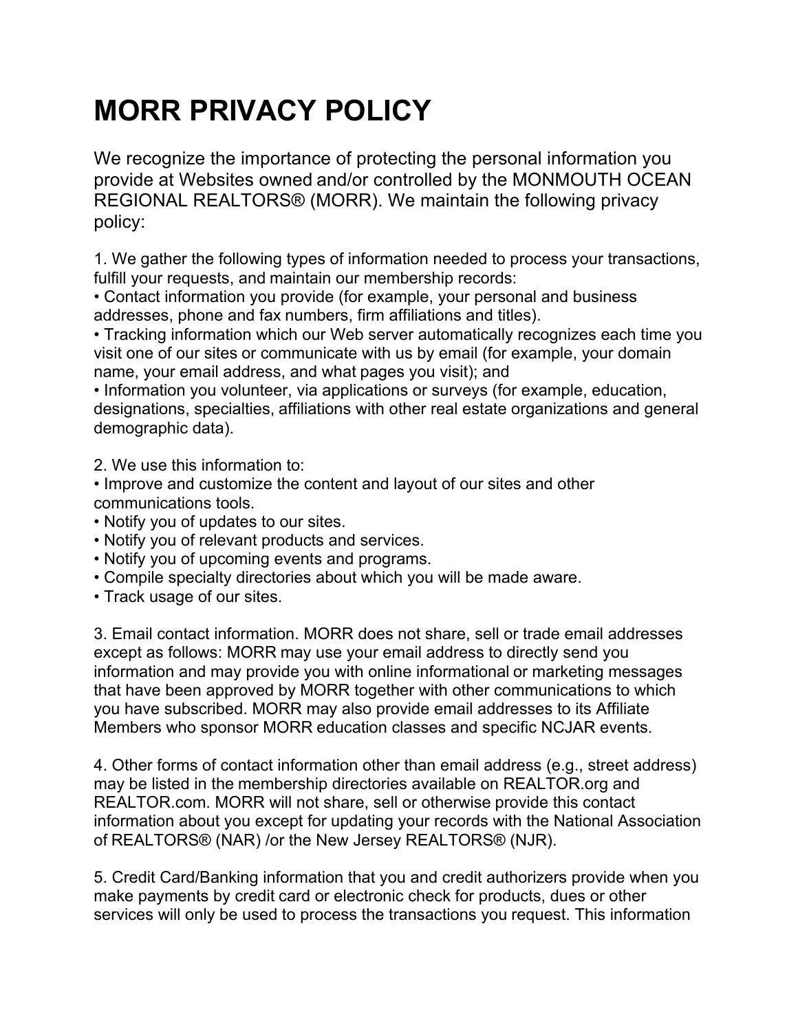# MORR PRIVACY POLICY

We recognize the importance of protecting the personal information you provide at Websites owned and/or controlled by the MONMOUTH OCEAN REGIONAL REALTORS® (MORR). We maintain the following privacy policy:

1. We gather the following types of information needed to process your transactions, fulfill your requests, and maintain our membership records:
• Contact information you provide (for example, your personal and business addresses, phone and fax numbers, firm affiliations and titles).
• Tracking information which our Web server automatically recognizes each time you visit one of our sites or communicate with us by email (for example, your domain name, your email address, and what pages you visit); and
• Information you volunteer, via applications or surveys (for example, education, designations, specialties, affiliations with other real estate organizations and general demographic data).

2. We use this information to:
• Improve and customize the content and layout of our sites and other communications tools.
• Notify you of updates to our sites.
• Notify you of relevant products and services.
• Notify you of upcoming events and programs.
• Compile specialty directories about which you will be made aware.
• Track usage of our sites.

3. Email contact information. MORR does not share, sell or trade email addresses except as follows: MORR may use your email address to directly send you information and may provide you with online informational or marketing messages that have been approved by MORR together with other communications to which you have subscribed. MORR may also provide email addresses to its Affiliate Members who sponsor MORR education classes and specific NCJAR events.

4. Other forms of contact information other than email address (e.g., street address) may be listed in the membership directories available on REALTOR.org and REALTOR.com. MORR will not share, sell or otherwise provide this contact information about you except for updating your records with the National Association of REALTORS® (NAR) /or the New Jersey REALTORS® (NJR).

5. Credit Card/Banking information that you and credit authorizers provide when you make payments by credit card or electronic check for products, dues or other services will only be used to process the transactions you request. This information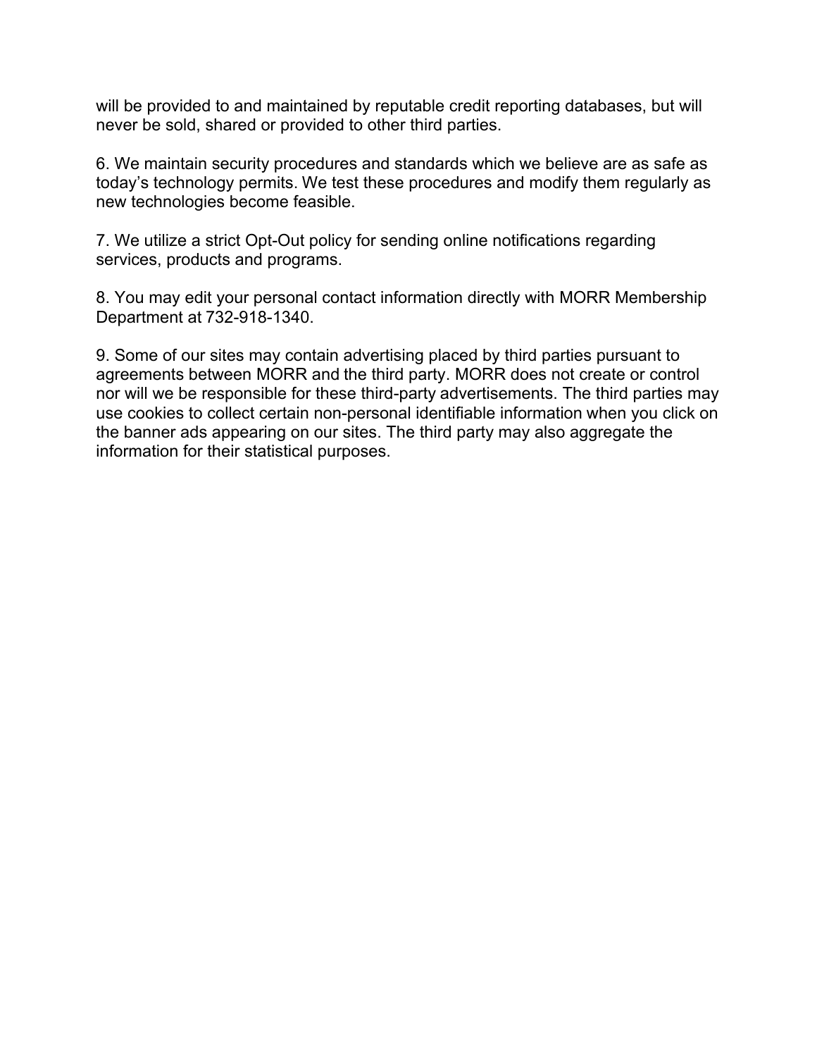will be provided to and maintained by reputable credit reporting databases, but will never be sold, shared or provided to other third parties.

6. We maintain security procedures and standards which we believe are as safe as today's technology permits. We test these procedures and modify them regularly as new technologies become feasible.

7. We utilize a strict Opt-Out policy for sending online notifications regarding services, products and programs.

8. You may edit your personal contact information directly with MORR Membership Department at 732-918-1340.

9. Some of our sites may contain advertising placed by third parties pursuant to agreements between MORR and the third party. MORR does not create or control nor will we be responsible for these third-party advertisements. The third parties may use cookies to collect certain non-personal identifiable information when you click on the banner ads appearing on our sites. The third party may also aggregate the information for their statistical purposes.